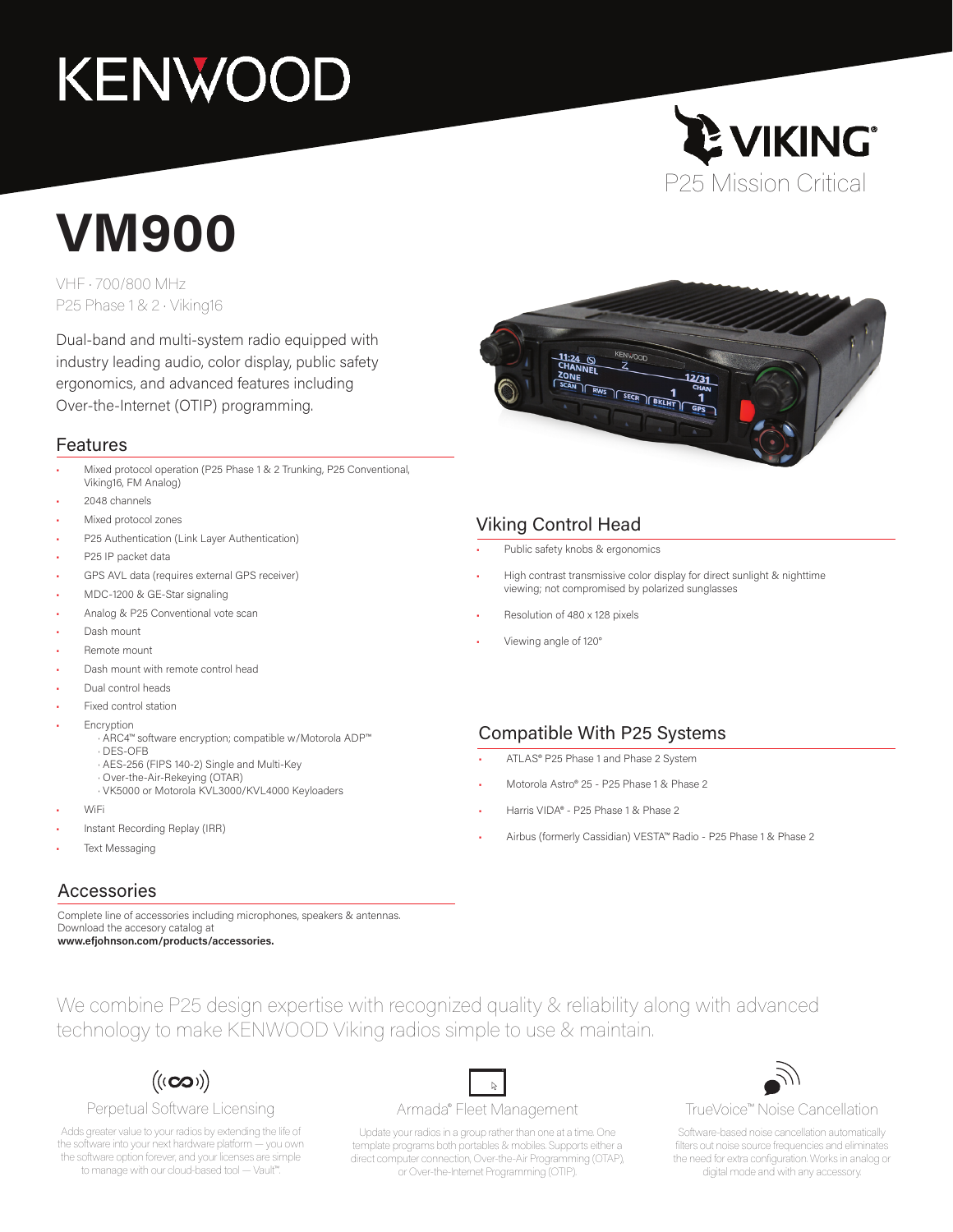KENWOOD

VIKING®

P25 Mission Critical

# VM900

VHF · 700/800 MHz
P25 Phase 1 & 2 · Viking16

Dual-band and multi-system radio equipped with industry leading audio, color display, public safety ergonomics, and advanced features including Over-the-Internet (OTIP) programming.

## Features

- Mixed protocol operation (P25 Phase 1 & 2 Trunking, P25 Conventional, Viking16, FM Analog)
- 2048 channels
- Mixed protocol zones
- P25 Authentication (Link Layer Authentication)
- P25 IP packet data
- GPS AVL data (requires external GPS receiver)
- MDC-1200 & GE-Star signaling
- Analog & P25 Conventional vote scan
- Dash mount
- Remote mount
- Dash mount with remote control head
- Dual control heads
- Fixed control station
- Encryption
  - · ARC4™ software encryption; compatible w/Motorola ADP™
  - · DES-OFB
  - · AES-256 (FIPS 140-2) Single and Multi-Key
  - · Over-the-Air-Rekeying (OTAR)
  - · VK5000 or Motorola KVL3000/KVL4000 Keyloaders
- WiFi
- Instant Recording Replay (IRR)
- Text Messaging

## Viking Control Head

- Public safety knobs & ergonomics
- High contrast transmissive color display for direct sunlight & nighttime viewing; not compromised by polarized sunglasses
- Resolution of 480 x 128 pixels
- Viewing angle of 120°

## Compatible With P25 Systems

- ATLAS® P25 Phase 1 and Phase 2 System
- Motorola Astro® 25 - P25 Phase 1 & Phase 2
- Harris VIDA® - P25 Phase 1 & Phase 2
- Airbus (formerly Cassidian) VESTA™ Radio - P25 Phase 1 & Phase 2

## Accessories

Complete line of accessories including microphones, speakers & antennas.
Download the accesory catalog at
**www.efjohnson.com/products/accessories.**

We combine P25 design expertise with recognized quality & reliability along with advanced technology to make KENWOOD Viking radios simple to use & maintain.

### Perpetual Software Licensing

Adds greater value to your radios by extending the life of the software into your next hardware platform — you own the software option forever, and your licenses are simple to manage with our cloud-based tool — Vault™.

### Armada® Fleet Management

Update your radios in a group rather than one at a time. One template programs both portables & mobiles. Supports either a direct computer connection, Over-the-Air Programming (OTAP), or Over-the-Internet Programming (OTIP).

### TrueVoice™ Noise Cancellation

Software-based noise cancellation automatically filters out noise source frequencies and eliminates the need for extra configuration. Works in analog or digital mode and with any accessory.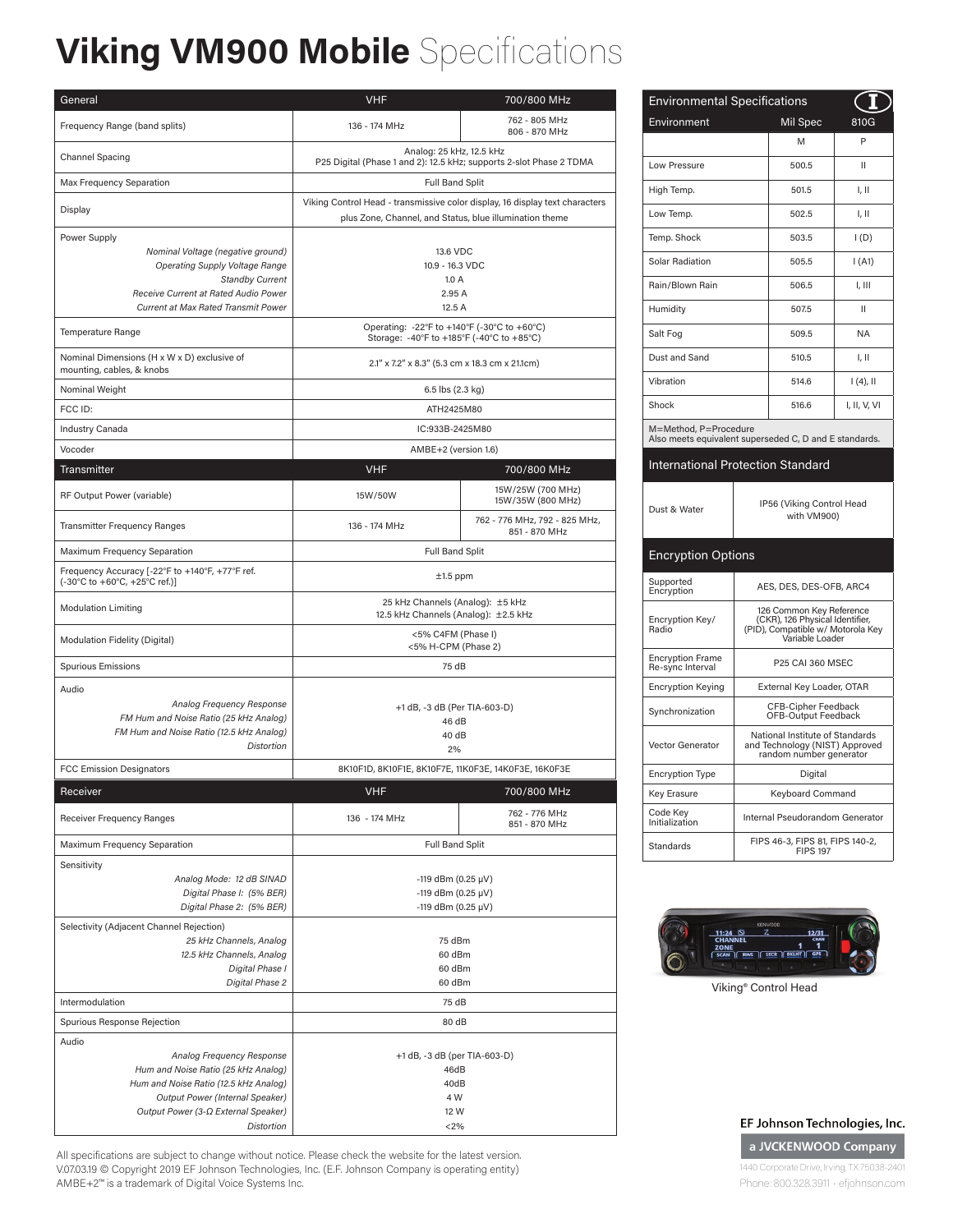# Viking VM900 Mobile Specifications

| General | VHF | 700/800 MHz |
|---|---|---|
| Frequency Range (band splits) | 136 - 174 MHz | 762 - 805 MHz<br>806 - 870 MHz |
| Channel Spacing | Analog: 25 kHz, 12.5 kHz<br>P25 Digital (Phase 1 and 2): 12.5 kHz; supports 2-slot Phase 2 TDMA | |
| Max Frequency Separation | Full Band Split | |
| Display | Viking Control Head - transmissive color display, 16 display text characters plus Zone, Channel, and Status, blue illumination theme | |
| Power Supply<br>*Nominal Voltage (negative ground)*<br>*Operating Supply Voltage Range*<br>*Standby Current*<br>*Receive Current at Rated Audio Power*<br>*Current at Max Rated Transmit Power* | <br>13.6 VDC<br>10.9 - 16.3 VDC<br>1.0 A<br>2.95 A<br>12.5 A | |
| Temperature Range | Operating: -22°F to +140°F (-30°C to +60°C)<br>Storage: -40°F to +185°F (-40°C to +85°C) | |
| Nominal Dimensions (H x W x D) exclusive of mounting, cables, & knobs | 2.1" x 7.2" x 8.3" (5.3 cm x 18.3 cm x 21.1cm) | |
| Nominal Weight | 6.5 lbs (2.3 kg) | |
| FCC ID: | ATH2425M80 | |
| Industry Canada | IC:933B-2425M80 | |
| Vocoder | AMBE+2 (version 1.6) | |

| Transmitter | VHF | 700/800 MHz |
|---|---|---|
| RF Output Power (variable) | 15W/50W | 15W/25W (700 MHz)<br>15W/35W (800 MHz) |
| Transmitter Frequency Ranges | 136 - 174 MHz | 762 - 776 MHz, 792 - 825 MHz,<br>851 - 870 MHz |
| Maximum Frequency Separation | Full Band Split | |
| Frequency Accuracy [-22°F to +140°F, +77°F ref. (-30°C to +60°C, +25°C ref.)] | ±1.5 ppm | |
| Modulation Limiting | 25 kHz Channels (Analog): ±5 kHz<br>12.5 kHz Channels (Analog): ±2.5 kHz | |
| Modulation Fidelity (Digital) | <5% C4FM (Phase I)<br><5% H-CPM (Phase 2) | |
| Spurious Emissions | 75 dB | |
| Audio<br>*Analog Frequency Response*<br>*FM Hum and Noise Ratio (25 kHz Analog)*<br>*FM Hum and Noise Ratio (12.5 kHz Analog)*<br>*Distortion* | <br>+1 dB, -3 dB (Per TIA-603-D)<br>46 dB<br>40 dB<br>2% | |
| FCC Emission Designators | 8K10F1D, 8K10F1E, 8K10F7E, 11K0F3E, 14K0F3E, 16K0F3E | |

| Receiver | VHF | 700/800 MHz |
|---|---|---|
| Receiver Frequency Ranges | 136 - 174 MHz | 762 - 776 MHz<br>851 - 870 MHz |
| Maximum Frequency Separation | Full Band Split | |
| Sensitivity<br>*Analog Mode: 12 dB SINAD*<br>*Digital Phase I: (5% BER)*<br>*Digital Phase 2: (5% BER)* | <br>-119 dBm (0.25 µV)<br>-119 dBm (0.25 µV)<br>-119 dBm (0.25 µV) | |
| Selectivity (Adjacent Channel Rejection)<br>*25 kHz Channels, Analog*<br>*12.5 kHz Channels, Analog*<br>*Digital Phase I*<br>*Digital Phase 2* | <br>75 dBm<br>60 dBm<br>60 dBm<br>60 dBm | |
| Intermodulation | 75 dB | |
| Spurious Response Rejection | 80 dB | |
| Audio<br>*Analog Frequency Response*<br>*Hum and Noise Ratio (25 kHz Analog)*<br>*Hum and Noise Ratio (12.5 kHz Analog)*<br>*Output Power (Internal Speaker)*<br>*Output Power (3-Ω External Speaker)*<br>*Distortion* | <br>+1 dB, -3 dB (per TIA-603-D)<br>46dB<br>40dB<br>4 W<br>12 W<br><2% | |

| Environmental Specifications | | |
|---|---|---|
| Environment | Mil Spec | 810G |
| | M | P |
| Low Pressure | 500.5 | II |
| High Temp. | 501.5 | I, II |
| Low Temp. | 502.5 | I, II |
| Temp. Shock | 503.5 | I (D) |
| Solar Radiation | 505.5 | I (A1) |
| Rain/Blown Rain | 506.5 | I, III |
| Humidity | 507.5 | II |
| Salt Fog | 509.5 | NA |
| Dust and Sand | 510.5 | I, II |
| Vibration | 514.6 | I (4), II |
| Shock | 516.6 | I, II, V, VI |

M=Method, P=Procedure
Also meets equivalent superseded C, D and E standards.

| International Protection Standard | |
|---|---|
| Dust & Water | IP56 (Viking Control Head with VM900) |

| Encryption Options | |
|---|---|
| Supported Encryption | AES, DES, DES-OFB, ARC4 |
| Encryption Key/ Radio | 126 Common Key Reference (CKR), 126 Physical Identifier, (PID), Compatible w/ Motorola Key Variable Loader |
| Encryption Frame Re-sync Interval | P25 CAI 360 MSEC |
| Encryption Keying | External Key Loader, OTAR |
| Synchronization | CFB-Cipher Feedback<br>OFB-Output Feedback |
| Vector Generator | National Institute of Standards and Technology (NIST) Approved random number generator |
| Encryption Type | Digital |
| Key Erasure | Keyboard Command |
| Code Key Initialization | Internal Pseudorandom Generator |
| Standards | FIPS 46-3, FIPS 81, FIPS 140-2, FIPS 197 |

Viking® Control Head

All specifications are subject to change without notice. Please check the website for the latest version.
V.07.03.19 © Copyright 2019 EF Johnson Technologies, Inc. (E.F. Johnson Company is operating entity)
AMBE+2™ is a trademark of Digital Voice Systems Inc.

**EF Johnson Technologies, Inc.**
a JVCKENWOOD Company
1440 Corporate Drive, Irving, TX 75038-2401
Phone: 800.328.3911 · efjohnson.com